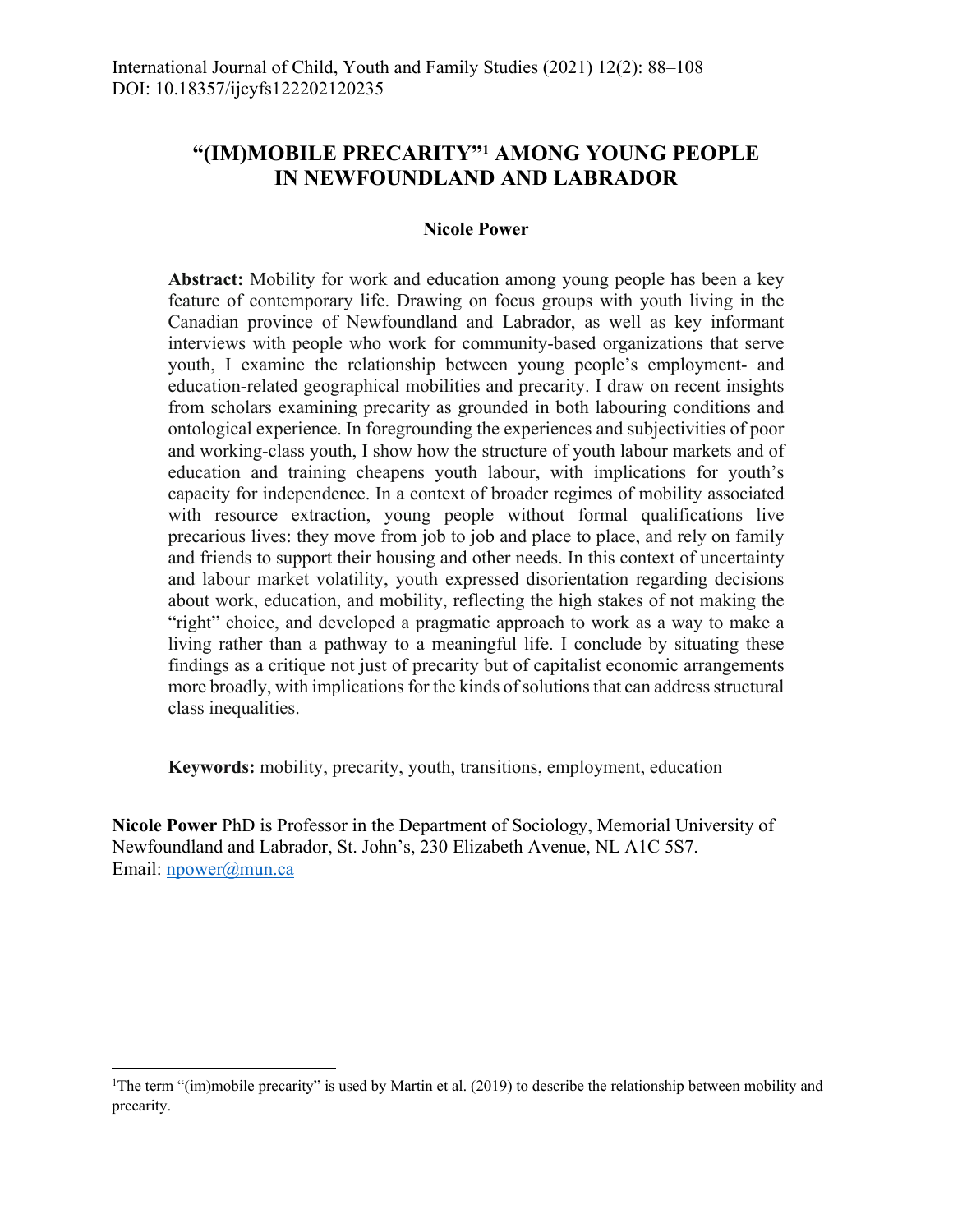# "(IM)MOBILE PRECARITY"[1] AMONG YOUNG PEOPLE IN NEWFOUNDLAND AND LABRADOR

**Nicole Power**

**Abstract:** Mobility for work and education among young people has been a key feature of contemporary life. Drawing on focus groups with youth living in the Canadian province of Newfoundland and Labrador, as well as key informant interviews with people who work for community-based organizations that serve youth, I examine the relationship between young people's employment- and education-related geographical mobilities and precarity. I draw on recent insights from scholars examining precarity as grounded in both labouring conditions and ontological experience. In foregrounding the experiences and subjectivities of poor and working-class youth, I show how the structure of youth labour markets and of education and training cheapens youth labour, with implications for youth's capacity for independence. In a context of broader regimes of mobility associated with resource extraction, young people without formal qualifications live precarious lives: they move from job to job and place to place, and rely on family and friends to support their housing and other needs. In this context of uncertainty and labour market volatility, youth expressed disorientation regarding decisions about work, education, and mobility, reflecting the high stakes of not making the "right" choice, and developed a pragmatic approach to work as a way to make a living rather than a pathway to a meaningful life. I conclude by situating these findings as a critique not just of precarity but of capitalist economic arrangements more broadly, with implications for the kinds of solutions that can address structural class inequalities.

**Keywords:** mobility, precarity, youth, transitions, employment, education

**Nicole Power** PhD is Professor in the Department of Sociology, Memorial University of Newfoundland and Labrador, St. John's, 230 Elizabeth Avenue, NL A1C 5S7. Email: npower@mun.ca

[1]The term "(im)mobile precarity" is used by Martin et al. (2019) to describe the relationship between mobility and precarity.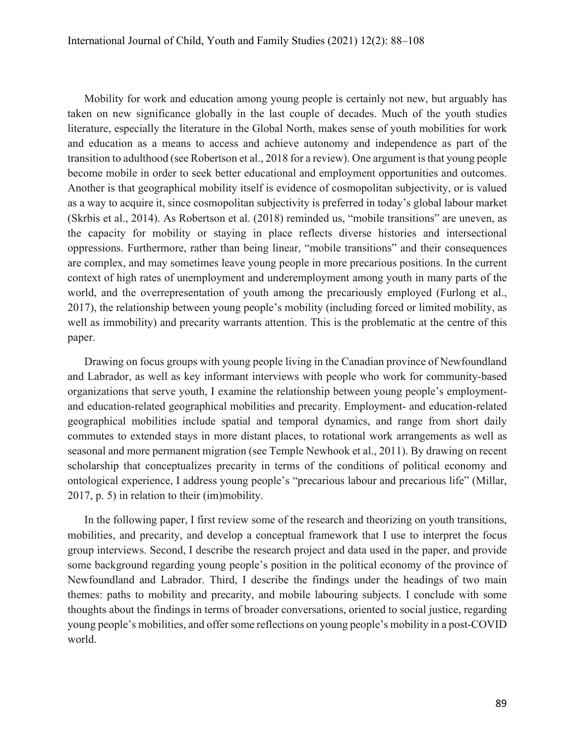Mobility for work and education among young people is certainly not new, but arguably has taken on new significance globally in the last couple of decades. Much of the youth studies literature, especially the literature in the Global North, makes sense of youth mobilities for work and education as a means to access and achieve autonomy and independence as part of the transition to adulthood (see Robertson et al., 2018 for a review). One argument is that young people become mobile in order to seek better educational and employment opportunities and outcomes. Another is that geographical mobility itself is evidence of cosmopolitan subjectivity, or is valued as a way to acquire it, since cosmopolitan subjectivity is preferred in today's global labour market (Skrbis et al., 2014). As Robertson et al. (2018) reminded us, "mobile transitions" are uneven, as the capacity for mobility or staying in place reflects diverse histories and intersectional oppressions. Furthermore, rather than being linear, "mobile transitions" and their consequences are complex, and may sometimes leave young people in more precarious positions. In the current context of high rates of unemployment and underemployment among youth in many parts of the world, and the overrepresentation of youth among the precariously employed (Furlong et al., 2017), the relationship between young people's mobility (including forced or limited mobility, as well as immobility) and precarity warrants attention. This is the problematic at the centre of this paper.

Drawing on focus groups with young people living in the Canadian province of Newfoundland and Labrador, as well as key informant interviews with people who work for community-based organizations that serve youth, I examine the relationship between young people's employment- and education-related geographical mobilities and precarity. Employment- and education-related geographical mobilities include spatial and temporal dynamics, and range from short daily commutes to extended stays in more distant places, to rotational work arrangements as well as seasonal and more permanent migration (see Temple Newhook et al., 2011). By drawing on recent scholarship that conceptualizes precarity in terms of the conditions of political economy and ontological experience, I address young people's "precarious labour and precarious life" (Millar, 2017, p. 5) in relation to their (im)mobility.

In the following paper, I first review some of the research and theorizing on youth transitions, mobilities, and precarity, and develop a conceptual framework that I use to interpret the focus group interviews. Second, I describe the research project and data used in the paper, and provide some background regarding young people's position in the political economy of the province of Newfoundland and Labrador. Third, I describe the findings under the headings of two main themes: paths to mobility and precarity, and mobile labouring subjects. I conclude with some thoughts about the findings in terms of broader conversations, oriented to social justice, regarding young people's mobilities, and offer some reflections on young people's mobility in a post-COVID world.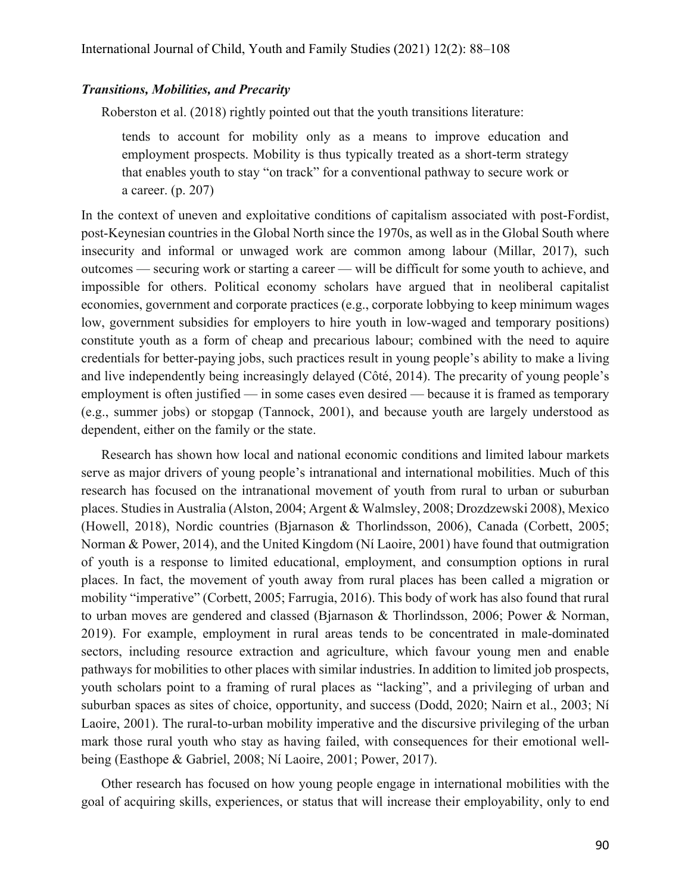### *Transitions, Mobilities, and Precarity*

Roberston et al. (2018) rightly pointed out that the youth transitions literature:

> tends to account for mobility only as a means to improve education and employment prospects. Mobility is thus typically treated as a short-term strategy that enables youth to stay "on track" for a conventional pathway to secure work or a career. (p. 207)

In the context of uneven and exploitative conditions of capitalism associated with post-Fordist, post-Keynesian countries in the Global North since the 1970s, as well as in the Global South where insecurity and informal or unwaged work are common among labour (Millar, 2017), such outcomes — securing work or starting a career — will be difficult for some youth to achieve, and impossible for others. Political economy scholars have argued that in neoliberal capitalist economies, government and corporate practices (e.g., corporate lobbying to keep minimum wages low, government subsidies for employers to hire youth in low-waged and temporary positions) constitute youth as a form of cheap and precarious labour; combined with the need to aquire credentials for better-paying jobs, such practices result in young people's ability to make a living and live independently being increasingly delayed (Côté, 2014). The precarity of young people's employment is often justified — in some cases even desired — because it is framed as temporary (e.g., summer jobs) or stopgap (Tannock, 2001), and because youth are largely understood as dependent, either on the family or the state.

Research has shown how local and national economic conditions and limited labour markets serve as major drivers of young people's intranational and international mobilities. Much of this research has focused on the intranational movement of youth from rural to urban or suburban places. Studies in Australia (Alston, 2004; Argent & Walmsley, 2008; Drozdzewski 2008), Mexico (Howell, 2018), Nordic countries (Bjarnason & Thorlindsson, 2006), Canada (Corbett, 2005; Norman & Power, 2014), and the United Kingdom (Ní Laoire, 2001) have found that outmigration of youth is a response to limited educational, employment, and consumption options in rural places. In fact, the movement of youth away from rural places has been called a migration or mobility "imperative" (Corbett, 2005; Farrugia, 2016). This body of work has also found that rural to urban moves are gendered and classed (Bjarnason & Thorlindsson, 2006; Power & Norman, 2019). For example, employment in rural areas tends to be concentrated in male-dominated sectors, including resource extraction and agriculture, which favour young men and enable pathways for mobilities to other places with similar industries. In addition to limited job prospects, youth scholars point to a framing of rural places as "lacking", and a privileging of urban and suburban spaces as sites of choice, opportunity, and success (Dodd, 2020; Nairn et al., 2003; Ní Laoire, 2001). The rural-to-urban mobility imperative and the discursive privileging of the urban mark those rural youth who stay as having failed, with consequences for their emotional well-being (Easthope & Gabriel, 2008; Ní Laoire, 2001; Power, 2017).

Other research has focused on how young people engage in international mobilities with the goal of acquiring skills, experiences, or status that will increase their employability, only to end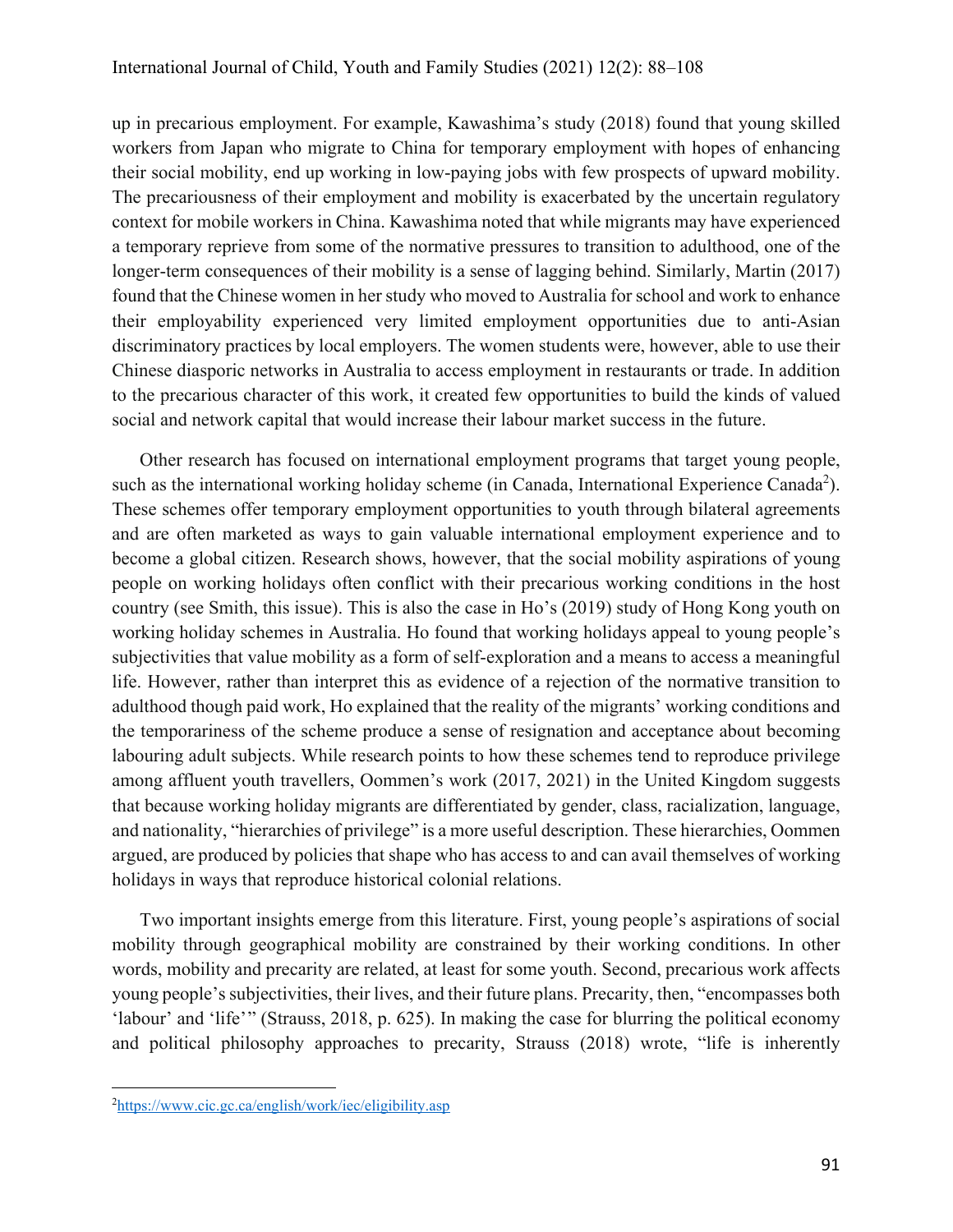up in precarious employment. For example, Kawashima's study (2018) found that young skilled workers from Japan who migrate to China for temporary employment with hopes of enhancing their social mobility, end up working in low-paying jobs with few prospects of upward mobility. The precariousness of their employment and mobility is exacerbated by the uncertain regulatory context for mobile workers in China. Kawashima noted that while migrants may have experienced a temporary reprieve from some of the normative pressures to transition to adulthood, one of the longer-term consequences of their mobility is a sense of lagging behind. Similarly, Martin (2017) found that the Chinese women in her study who moved to Australia for school and work to enhance their employability experienced very limited employment opportunities due to anti-Asian discriminatory practices by local employers. The women students were, however, able to use their Chinese diasporic networks in Australia to access employment in restaurants or trade. In addition to the precarious character of this work, it created few opportunities to build the kinds of valued social and network capital that would increase their labour market success in the future.

Other research has focused on international employment programs that target young people, such as the international working holiday scheme (in Canada, International Experience Canada[2]). These schemes offer temporary employment opportunities to youth through bilateral agreements and are often marketed as ways to gain valuable international employment experience and to become a global citizen. Research shows, however, that the social mobility aspirations of young people on working holidays often conflict with their precarious working conditions in the host country (see Smith, this issue). This is also the case in Ho's (2019) study of Hong Kong youth on working holiday schemes in Australia. Ho found that working holidays appeal to young people's subjectivities that value mobility as a form of self-exploration and a means to access a meaningful life. However, rather than interpret this as evidence of a rejection of the normative transition to adulthood though paid work, Ho explained that the reality of the migrants' working conditions and the temporariness of the scheme produce a sense of resignation and acceptance about becoming labouring adult subjects. While research points to how these schemes tend to reproduce privilege among affluent youth travellers, Oommen's work (2017, 2021) in the United Kingdom suggests that because working holiday migrants are differentiated by gender, class, racialization, language, and nationality, "hierarchies of privilege" is a more useful description. These hierarchies, Oommen argued, are produced by policies that shape who has access to and can avail themselves of working holidays in ways that reproduce historical colonial relations.

Two important insights emerge from this literature. First, young people's aspirations of social mobility through geographical mobility are constrained by their working conditions. In other words, mobility and precarity are related, at least for some youth. Second, precarious work affects young people's subjectivities, their lives, and their future plans. Precarity, then, "encompasses both 'labour' and 'life'" (Strauss, 2018, p. 625). In making the case for blurring the political economy and political philosophy approaches to precarity, Strauss (2018) wrote, "life is inherently

[2]https://www.cic.gc.ca/english/work/iec/eligibility.asp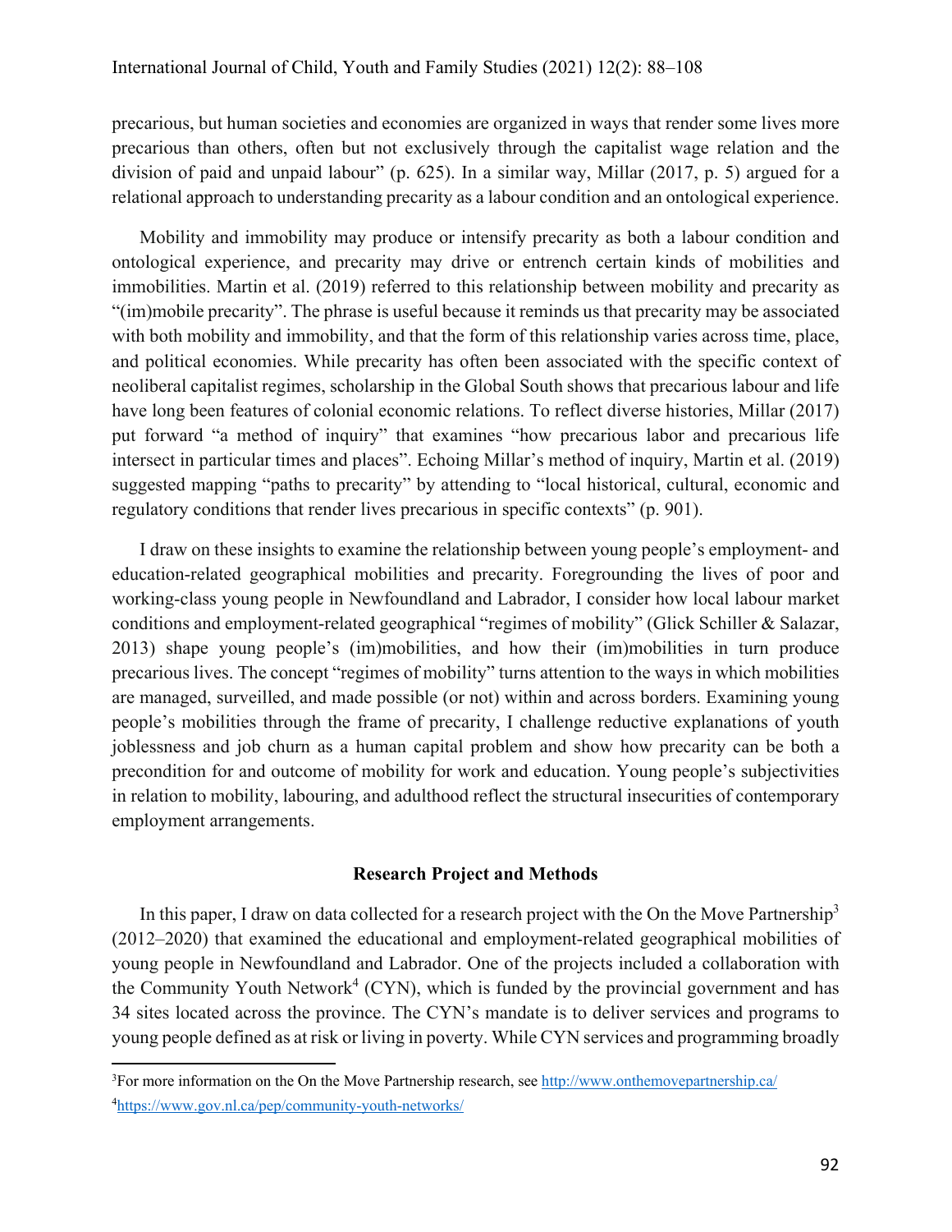precarious, but human societies and economies are organized in ways that render some lives more precarious than others, often but not exclusively through the capitalist wage relation and the division of paid and unpaid labour" (p. 625). In a similar way, Millar (2017, p. 5) argued for a relational approach to understanding precarity as a labour condition and an ontological experience.

Mobility and immobility may produce or intensify precarity as both a labour condition and ontological experience, and precarity may drive or entrench certain kinds of mobilities and immobilities. Martin et al. (2019) referred to this relationship between mobility and precarity as "(im)mobile precarity". The phrase is useful because it reminds us that precarity may be associated with both mobility and immobility, and that the form of this relationship varies across time, place, and political economies. While precarity has often been associated with the specific context of neoliberal capitalist regimes, scholarship in the Global South shows that precarious labour and life have long been features of colonial economic relations. To reflect diverse histories, Millar (2017) put forward "a method of inquiry" that examines "how precarious labor and precarious life intersect in particular times and places". Echoing Millar's method of inquiry, Martin et al. (2019) suggested mapping "paths to precarity" by attending to "local historical, cultural, economic and regulatory conditions that render lives precarious in specific contexts" (p. 901).

I draw on these insights to examine the relationship between young people's employment- and education-related geographical mobilities and precarity. Foregrounding the lives of poor and working-class young people in Newfoundland and Labrador, I consider how local labour market conditions and employment-related geographical "regimes of mobility" (Glick Schiller & Salazar, 2013) shape young people's (im)mobilities, and how their (im)mobilities in turn produce precarious lives. The concept "regimes of mobility" turns attention to the ways in which mobilities are managed, surveilled, and made possible (or not) within and across borders. Examining young people's mobilities through the frame of precarity, I challenge reductive explanations of youth joblessness and job churn as a human capital problem and show how precarity can be both a precondition for and outcome of mobility for work and education. Young people's subjectivities in relation to mobility, labouring, and adulthood reflect the structural insecurities of contemporary employment arrangements.

## Research Project and Methods

In this paper, I draw on data collected for a research project with the On the Move Partnership[3] (2012–2020) that examined the educational and employment-related geographical mobilities of young people in Newfoundland and Labrador. One of the projects included a collaboration with the Community Youth Network[4] (CYN), which is funded by the provincial government and has 34 sites located across the province. The CYN's mandate is to deliver services and programs to young people defined as at risk or living in poverty. While CYN services and programming broadly

---

[3]For more information on the On the Move Partnership research, see http://www.onthemovepartnership.ca/

[4]https://www.gov.nl.ca/pep/community-youth-networks/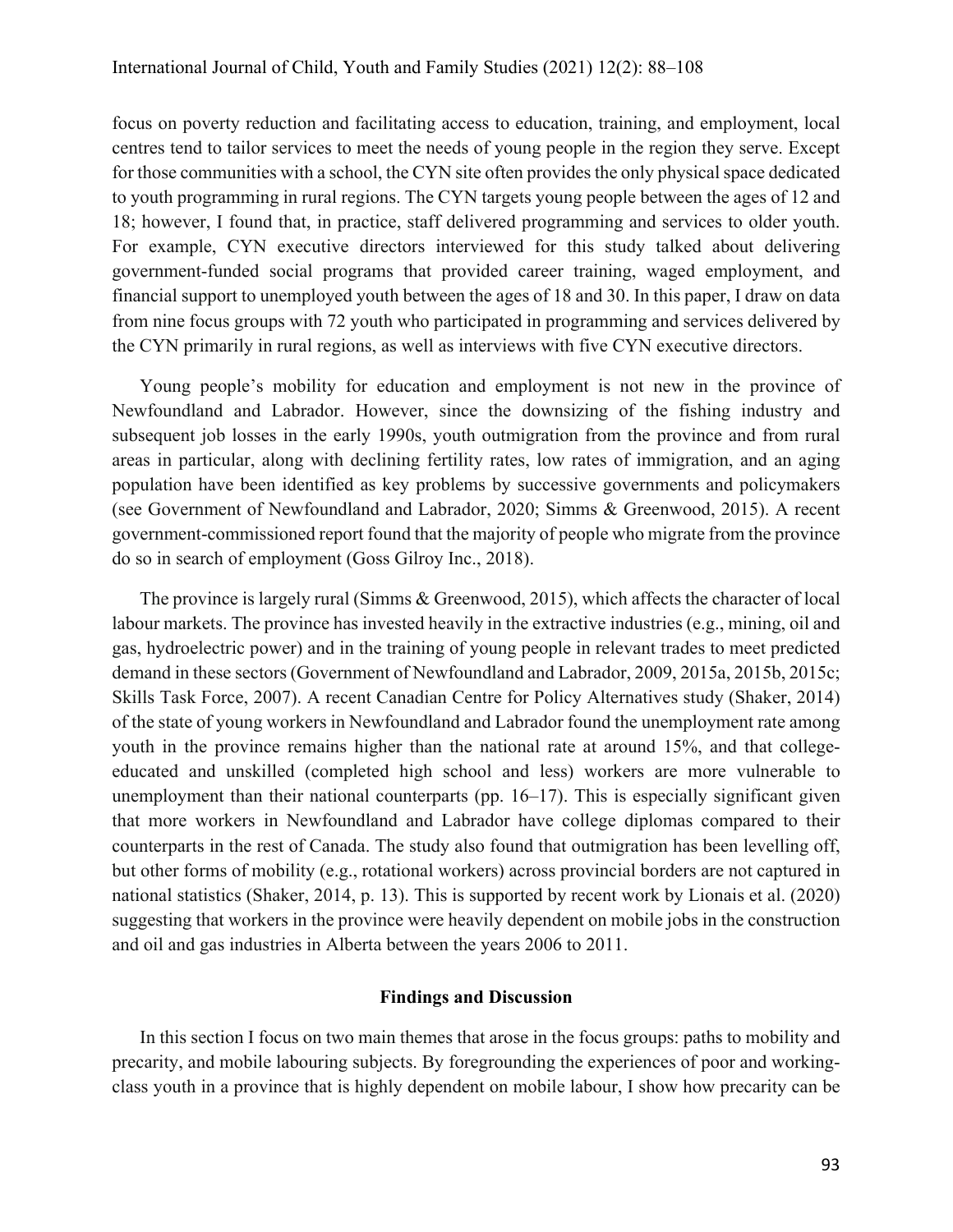focus on poverty reduction and facilitating access to education, training, and employment, local centres tend to tailor services to meet the needs of young people in the region they serve. Except for those communities with a school, the CYN site often provides the only physical space dedicated to youth programming in rural regions. The CYN targets young people between the ages of 12 and 18; however, I found that, in practice, staff delivered programming and services to older youth. For example, CYN executive directors interviewed for this study talked about delivering government-funded social programs that provided career training, waged employment, and financial support to unemployed youth between the ages of 18 and 30. In this paper, I draw on data from nine focus groups with 72 youth who participated in programming and services delivered by the CYN primarily in rural regions, as well as interviews with five CYN executive directors.

Young people's mobility for education and employment is not new in the province of Newfoundland and Labrador. However, since the downsizing of the fishing industry and subsequent job losses in the early 1990s, youth outmigration from the province and from rural areas in particular, along with declining fertility rates, low rates of immigration, and an aging population have been identified as key problems by successive governments and policymakers (see Government of Newfoundland and Labrador, 2020; Simms & Greenwood, 2015). A recent government-commissioned report found that the majority of people who migrate from the province do so in search of employment (Goss Gilroy Inc., 2018).

The province is largely rural (Simms & Greenwood, 2015), which affects the character of local labour markets. The province has invested heavily in the extractive industries (e.g., mining, oil and gas, hydroelectric power) and in the training of young people in relevant trades to meet predicted demand in these sectors (Government of Newfoundland and Labrador, 2009, 2015a, 2015b, 2015c; Skills Task Force, 2007). A recent Canadian Centre for Policy Alternatives study (Shaker, 2014) of the state of young workers in Newfoundland and Labrador found the unemployment rate among youth in the province remains higher than the national rate at around 15%, and that college-educated and unskilled (completed high school and less) workers are more vulnerable to unemployment than their national counterparts (pp. 16–17). This is especially significant given that more workers in Newfoundland and Labrador have college diplomas compared to their counterparts in the rest of Canada. The study also found that outmigration has been levelling off, but other forms of mobility (e.g., rotational workers) across provincial borders are not captured in national statistics (Shaker, 2014, p. 13). This is supported by recent work by Lionais et al. (2020) suggesting that workers in the province were heavily dependent on mobile jobs in the construction and oil and gas industries in Alberta between the years 2006 to 2011.

## Findings and Discussion

In this section I focus on two main themes that arose in the focus groups: paths to mobility and precarity, and mobile labouring subjects. By foregrounding the experiences of poor and working-class youth in a province that is highly dependent on mobile labour, I show how precarity can be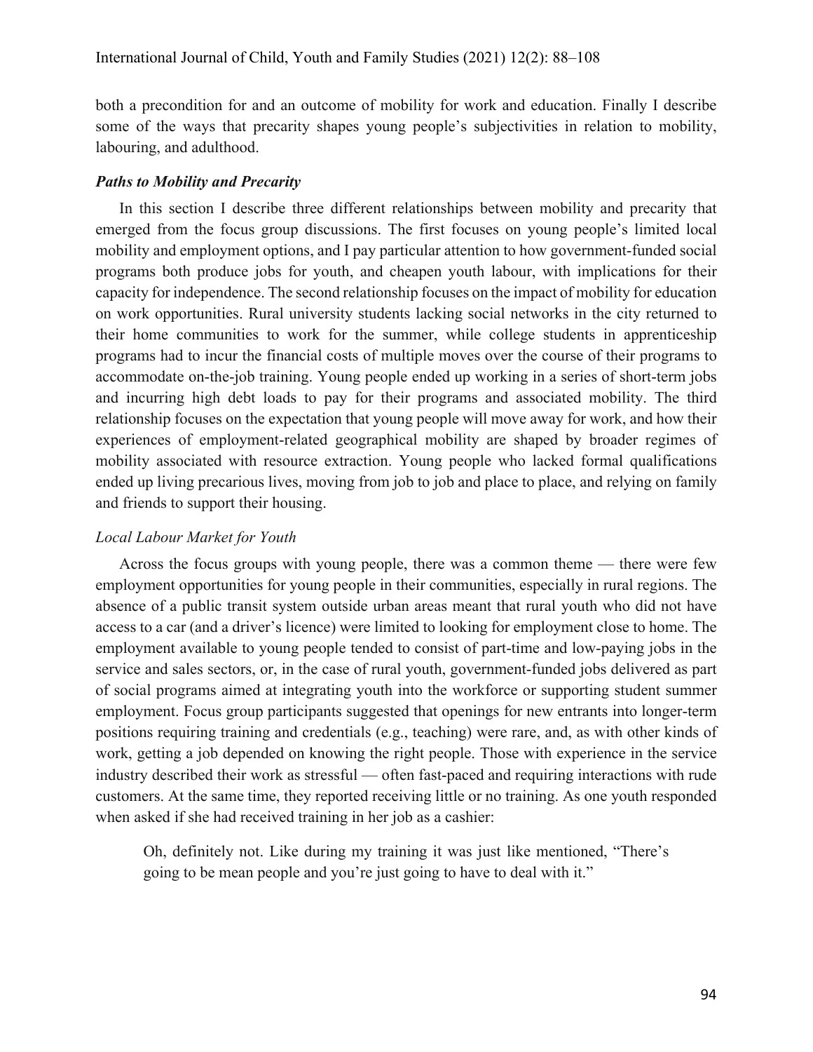both a precondition for and an outcome of mobility for work and education. Finally I describe some of the ways that precarity shapes young people's subjectivities in relation to mobility, labouring, and adulthood.

### *Paths to Mobility and Precarity*

In this section I describe three different relationships between mobility and precarity that emerged from the focus group discussions. The first focuses on young people's limited local mobility and employment options, and I pay particular attention to how government-funded social programs both produce jobs for youth, and cheapen youth labour, with implications for their capacity for independence. The second relationship focuses on the impact of mobility for education on work opportunities. Rural university students lacking social networks in the city returned to their home communities to work for the summer, while college students in apprenticeship programs had to incur the financial costs of multiple moves over the course of their programs to accommodate on-the-job training. Young people ended up working in a series of short-term jobs and incurring high debt loads to pay for their programs and associated mobility. The third relationship focuses on the expectation that young people will move away for work, and how their experiences of employment-related geographical mobility are shaped by broader regimes of mobility associated with resource extraction. Young people who lacked formal qualifications ended up living precarious lives, moving from job to job and place to place, and relying on family and friends to support their housing.

#### *Local Labour Market for Youth*

Across the focus groups with young people, there was a common theme — there were few employment opportunities for young people in their communities, especially in rural regions. The absence of a public transit system outside urban areas meant that rural youth who did not have access to a car (and a driver's licence) were limited to looking for employment close to home. The employment available to young people tended to consist of part-time and low-paying jobs in the service and sales sectors, or, in the case of rural youth, government-funded jobs delivered as part of social programs aimed at integrating youth into the workforce or supporting student summer employment. Focus group participants suggested that openings for new entrants into longer-term positions requiring training and credentials (e.g., teaching) were rare, and, as with other kinds of work, getting a job depended on knowing the right people. Those with experience in the service industry described their work as stressful — often fast-paced and requiring interactions with rude customers. At the same time, they reported receiving little or no training. As one youth responded when asked if she had received training in her job as a cashier:

> Oh, definitely not. Like during my training it was just like mentioned, "There's going to be mean people and you're just going to have to deal with it."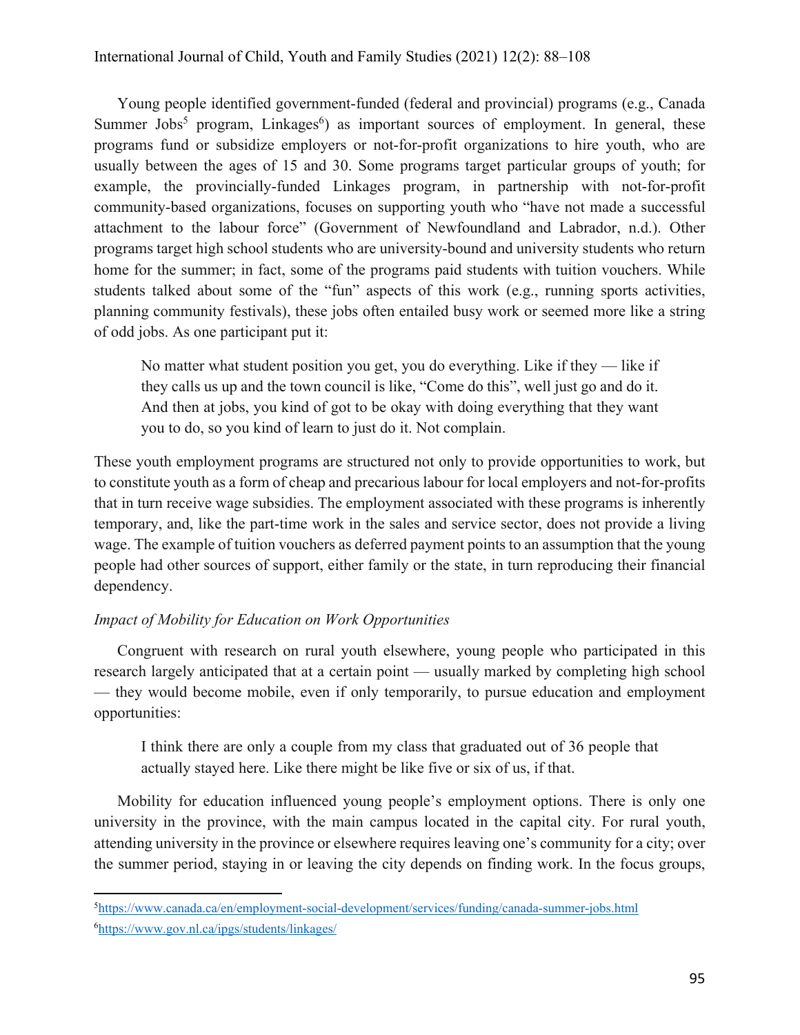Young people identified government-funded (federal and provincial) programs (e.g., Canada Summer Jobs[5] program, Linkages[6]) as important sources of employment. In general, these programs fund or subsidize employers or not-for-profit organizations to hire youth, who are usually between the ages of 15 and 30. Some programs target particular groups of youth; for example, the provincially-funded Linkages program, in partnership with not-for-profit community-based organizations, focuses on supporting youth who "have not made a successful attachment to the labour force" (Government of Newfoundland and Labrador, n.d.). Other programs target high school students who are university-bound and university students who return home for the summer; in fact, some of the programs paid students with tuition vouchers. While students talked about some of the "fun" aspects of this work (e.g., running sports activities, planning community festivals), these jobs often entailed busy work or seemed more like a string of odd jobs. As one participant put it:

> No matter what student position you get, you do everything. Like if they — like if they calls us up and the town council is like, "Come do this", well just go and do it. And then at jobs, you kind of got to be okay with doing everything that they want you to do, so you kind of learn to just do it. Not complain.

These youth employment programs are structured not only to provide opportunities to work, but to constitute youth as a form of cheap and precarious labour for local employers and not-for-profits that in turn receive wage subsidies. The employment associated with these programs is inherently temporary, and, like the part-time work in the sales and service sector, does not provide a living wage. The example of tuition vouchers as deferred payment points to an assumption that the young people had other sources of support, either family or the state, in turn reproducing their financial dependency.

*Impact of Mobility for Education on Work Opportunities*

Congruent with research on rural youth elsewhere, young people who participated in this research largely anticipated that at a certain point — usually marked by completing high school — they would become mobile, even if only temporarily, to pursue education and employment opportunities:

> I think there are only a couple from my class that graduated out of 36 people that actually stayed here. Like there might be like five or six of us, if that.

Mobility for education influenced young people's employment options. There is only one university in the province, with the main campus located in the capital city. For rural youth, attending university in the province or elsewhere requires leaving one's community for a city; over the summer period, staying in or leaving the city depends on finding work. In the focus groups,

---

[5] https://www.canada.ca/en/employment-social-development/services/funding/canada-summer-jobs.html

[6] https://www.gov.nl.ca/ipgs/students/linkages/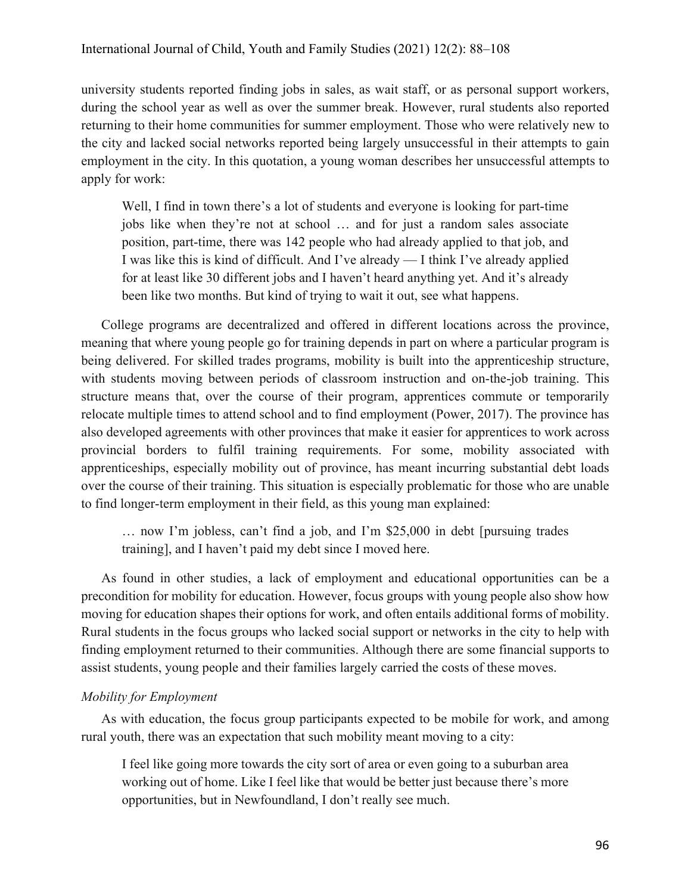university students reported finding jobs in sales, as wait staff, or as personal support workers, during the school year as well as over the summer break. However, rural students also reported returning to their home communities for summer employment. Those who were relatively new to the city and lacked social networks reported being largely unsuccessful in their attempts to gain employment in the city. In this quotation, a young woman describes her unsuccessful attempts to apply for work:

> Well, I find in town there's a lot of students and everyone is looking for part-time jobs like when they're not at school … and for just a random sales associate position, part-time, there was 142 people who had already applied to that job, and I was like this is kind of difficult. And I've already — I think I've already applied for at least like 30 different jobs and I haven't heard anything yet. And it's already been like two months. But kind of trying to wait it out, see what happens.

College programs are decentralized and offered in different locations across the province, meaning that where young people go for training depends in part on where a particular program is being delivered. For skilled trades programs, mobility is built into the apprenticeship structure, with students moving between periods of classroom instruction and on-the-job training. This structure means that, over the course of their program, apprentices commute or temporarily relocate multiple times to attend school and to find employment (Power, 2017). The province has also developed agreements with other provinces that make it easier for apprentices to work across provincial borders to fulfil training requirements. For some, mobility associated with apprenticeships, especially mobility out of province, has meant incurring substantial debt loads over the course of their training. This situation is especially problematic for those who are unable to find longer-term employment in their field, as this young man explained:

> … now I'm jobless, can't find a job, and I'm $25,000 in debt [pursuing trades training], and I haven't paid my debt since I moved here.

As found in other studies, a lack of employment and educational opportunities can be a precondition for mobility for education. However, focus groups with young people also show how moving for education shapes their options for work, and often entails additional forms of mobility. Rural students in the focus groups who lacked social support or networks in the city to help with finding employment returned to their communities. Although there are some financial supports to assist students, young people and their families largely carried the costs of these moves.

### *Mobility for Employment*

As with education, the focus group participants expected to be mobile for work, and among rural youth, there was an expectation that such mobility meant moving to a city:

> I feel like going more towards the city sort of area or even going to a suburban area working out of home. Like I feel like that would be better just because there's more opportunities, but in Newfoundland, I don't really see much.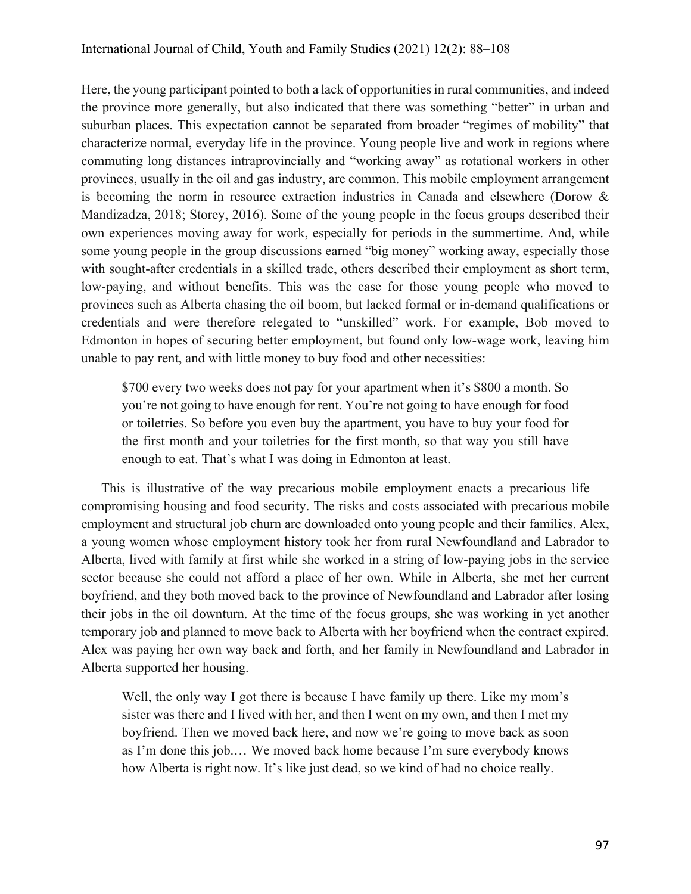Here, the young participant pointed to both a lack of opportunities in rural communities, and indeed the province more generally, but also indicated that there was something "better" in urban and suburban places. This expectation cannot be separated from broader "regimes of mobility" that characterize normal, everyday life in the province. Young people live and work in regions where commuting long distances intraprovincially and "working away" as rotational workers in other provinces, usually in the oil and gas industry, are common. This mobile employment arrangement is becoming the norm in resource extraction industries in Canada and elsewhere (Dorow & Mandizadza, 2018; Storey, 2016). Some of the young people in the focus groups described their own experiences moving away for work, especially for periods in the summertime. And, while some young people in the group discussions earned "big money" working away, especially those with sought-after credentials in a skilled trade, others described their employment as short term, low-paying, and without benefits. This was the case for those young people who moved to provinces such as Alberta chasing the oil boom, but lacked formal or in-demand qualifications or credentials and were therefore relegated to "unskilled" work. For example, Bob moved to Edmonton in hopes of securing better employment, but found only low-wage work, leaving him unable to pay rent, and with little money to buy food and other necessities:

> $700 every two weeks does not pay for your apartment when it's $800 a month. So you're not going to have enough for rent. You're not going to have enough for food or toiletries. So before you even buy the apartment, you have to buy your food for the first month and your toiletries for the first month, so that way you still have enough to eat. That's what I was doing in Edmonton at least.

This is illustrative of the way precarious mobile employment enacts a precarious life — compromising housing and food security. The risks and costs associated with precarious mobile employment and structural job churn are downloaded onto young people and their families. Alex, a young women whose employment history took her from rural Newfoundland and Labrador to Alberta, lived with family at first while she worked in a string of low-paying jobs in the service sector because she could not afford a place of her own. While in Alberta, she met her current boyfriend, and they both moved back to the province of Newfoundland and Labrador after losing their jobs in the oil downturn. At the time of the focus groups, she was working in yet another temporary job and planned to move back to Alberta with her boyfriend when the contract expired. Alex was paying her own way back and forth, and her family in Newfoundland and Labrador in Alberta supported her housing.

> Well, the only way I got there is because I have family up there. Like my mom's sister was there and I lived with her, and then I went on my own, and then I met my boyfriend. Then we moved back here, and now we're going to move back as soon as I'm done this job.… We moved back home because I'm sure everybody knows how Alberta is right now. It's like just dead, so we kind of had no choice really.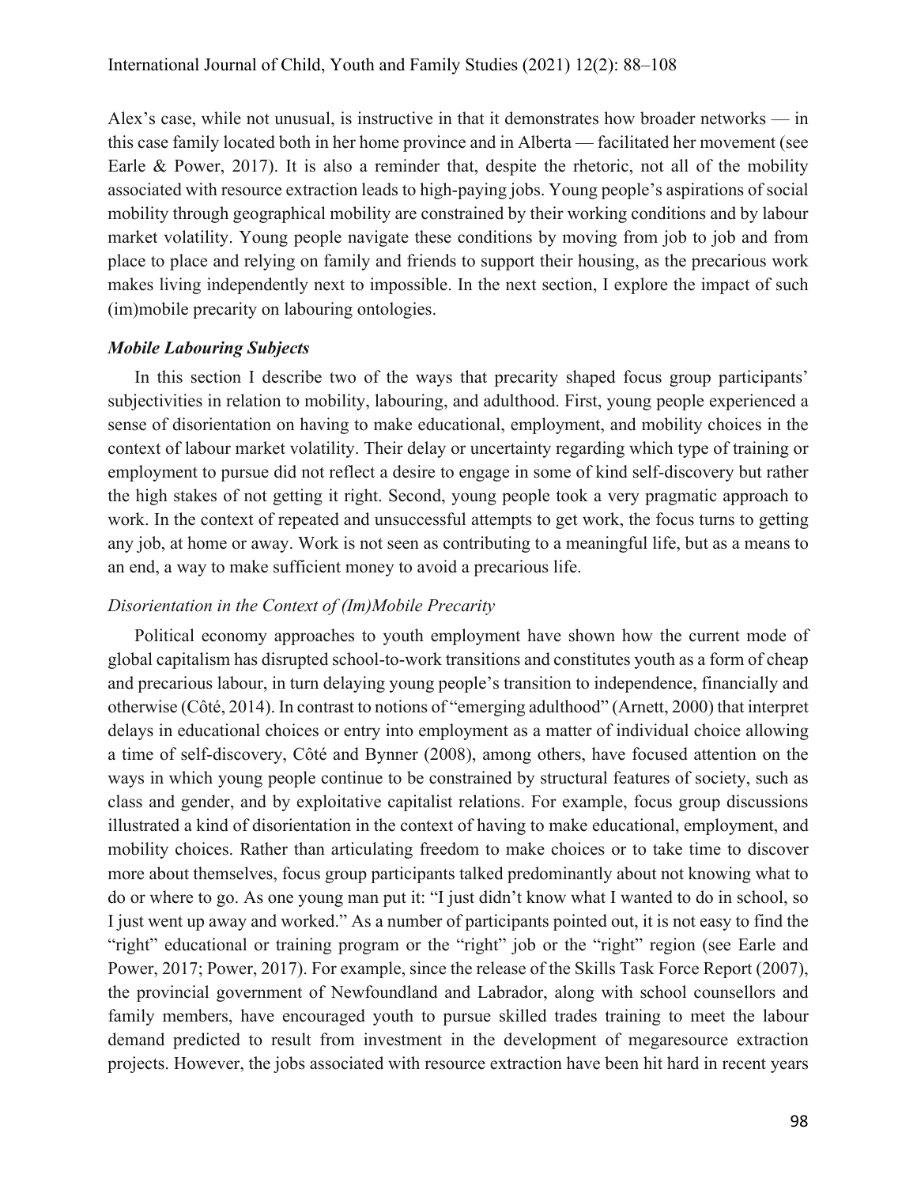Alex's case, while not unusual, is instructive in that it demonstrates how broader networks — in this case family located both in her home province and in Alberta — facilitated her movement (see Earle & Power, 2017). It is also a reminder that, despite the rhetoric, not all of the mobility associated with resource extraction leads to high-paying jobs. Young people's aspirations of social mobility through geographical mobility are constrained by their working conditions and by labour market volatility. Young people navigate these conditions by moving from job to job and from place to place and relying on family and friends to support their housing, as the precarious work makes living independently next to impossible. In the next section, I explore the impact of such (im)mobile precarity on labouring ontologies.

### ***Mobile Labouring Subjects***

In this section I describe two of the ways that precarity shaped focus group participants' subjectivities in relation to mobility, labouring, and adulthood. First, young people experienced a sense of disorientation on having to make educational, employment, and mobility choices in the context of labour market volatility. Their delay or uncertainty regarding which type of training or employment to pursue did not reflect a desire to engage in some of kind self-discovery but rather the high stakes of not getting it right. Second, young people took a very pragmatic approach to work. In the context of repeated and unsuccessful attempts to get work, the focus turns to getting any job, at home or away. Work is not seen as contributing to a meaningful life, but as a means to an end, a way to make sufficient money to avoid a precarious life.

#### *Disorientation in the Context of (Im)Mobile Precarity*

Political economy approaches to youth employment have shown how the current mode of global capitalism has disrupted school-to-work transitions and constitutes youth as a form of cheap and precarious labour, in turn delaying young people's transition to independence, financially and otherwise (Côté, 2014). In contrast to notions of "emerging adulthood" (Arnett, 2000) that interpret delays in educational choices or entry into employment as a matter of individual choice allowing a time of self-discovery, Côté and Bynner (2008), among others, have focused attention on the ways in which young people continue to be constrained by structural features of society, such as class and gender, and by exploitative capitalist relations. For example, focus group discussions illustrated a kind of disorientation in the context of having to make educational, employment, and mobility choices. Rather than articulating freedom to make choices or to take time to discover more about themselves, focus group participants talked predominantly about not knowing what to do or where to go. As one young man put it: "I just didn't know what I wanted to do in school, so I just went up away and worked." As a number of participants pointed out, it is not easy to find the "right" educational or training program or the "right" job or the "right" region (see Earle and Power, 2017; Power, 2017). For example, since the release of the Skills Task Force Report (2007), the provincial government of Newfoundland and Labrador, along with school counsellors and family members, have encouraged youth to pursue skilled trades training to meet the labour demand predicted to result from investment in the development of megaresource extraction projects. However, the jobs associated with resource extraction have been hit hard in recent years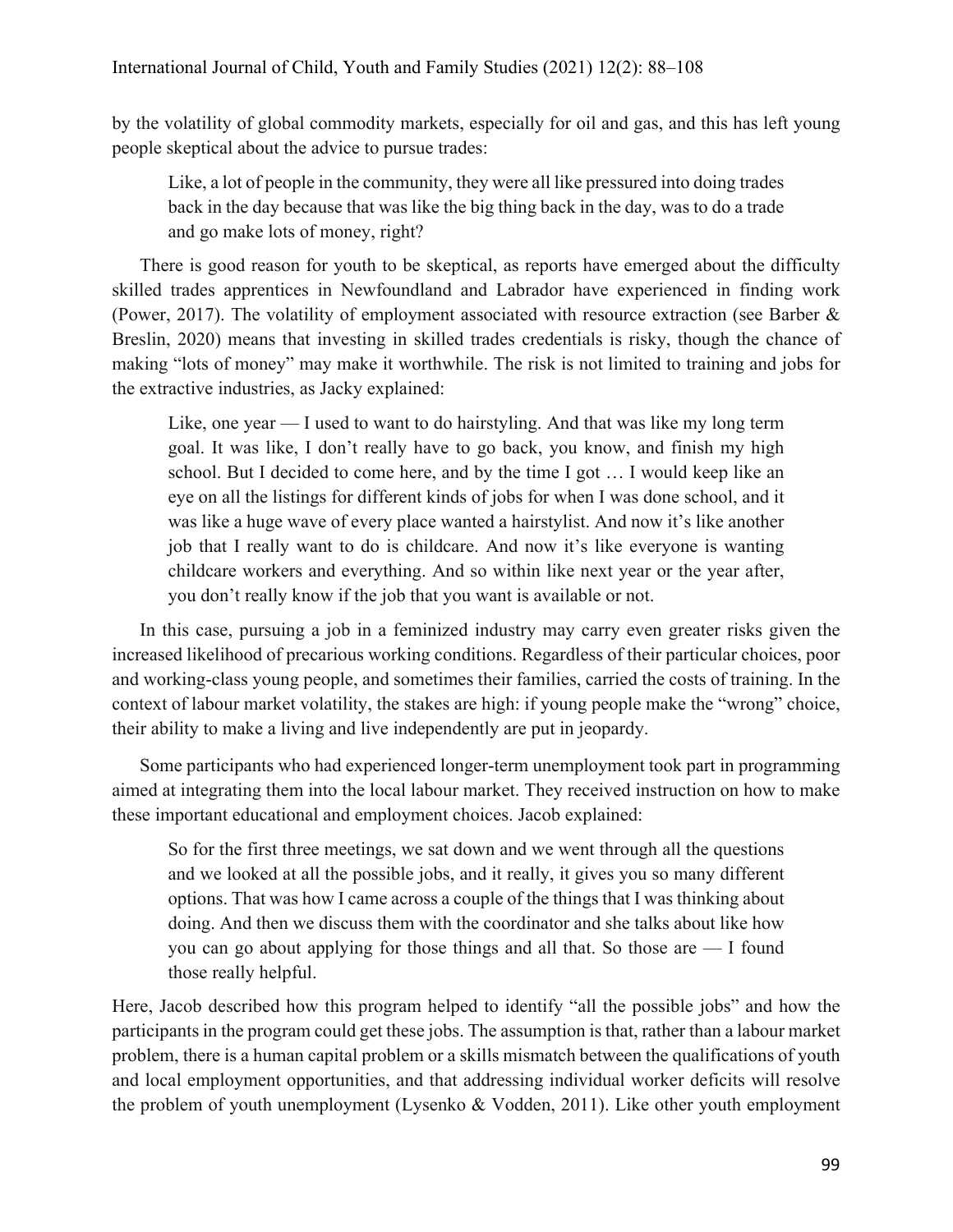by the volatility of global commodity markets, especially for oil and gas, and this has left young people skeptical about the advice to pursue trades:

> Like, a lot of people in the community, they were all like pressured into doing trades back in the day because that was like the big thing back in the day, was to do a trade and go make lots of money, right?

There is good reason for youth to be skeptical, as reports have emerged about the difficulty skilled trades apprentices in Newfoundland and Labrador have experienced in finding work (Power, 2017). The volatility of employment associated with resource extraction (see Barber & Breslin, 2020) means that investing in skilled trades credentials is risky, though the chance of making "lots of money" may make it worthwhile. The risk is not limited to training and jobs for the extractive industries, as Jacky explained:

> Like, one year — I used to want to do hairstyling. And that was like my long term goal. It was like, I don't really have to go back, you know, and finish my high school. But I decided to come here, and by the time I got … I would keep like an eye on all the listings for different kinds of jobs for when I was done school, and it was like a huge wave of every place wanted a hairstylist. And now it's like another job that I really want to do is childcare. And now it's like everyone is wanting childcare workers and everything. And so within like next year or the year after, you don't really know if the job that you want is available or not.

In this case, pursuing a job in a feminized industry may carry even greater risks given the increased likelihood of precarious working conditions. Regardless of their particular choices, poor and working-class young people, and sometimes their families, carried the costs of training. In the context of labour market volatility, the stakes are high: if young people make the "wrong" choice, their ability to make a living and live independently are put in jeopardy.

Some participants who had experienced longer-term unemployment took part in programming aimed at integrating them into the local labour market. They received instruction on how to make these important educational and employment choices. Jacob explained:

> So for the first three meetings, we sat down and we went through all the questions and we looked at all the possible jobs, and it really, it gives you so many different options. That was how I came across a couple of the things that I was thinking about doing. And then we discuss them with the coordinator and she talks about like how you can go about applying for those things and all that. So those are — I found those really helpful.

Here, Jacob described how this program helped to identify "all the possible jobs" and how the participants in the program could get these jobs. The assumption is that, rather than a labour market problem, there is a human capital problem or a skills mismatch between the qualifications of youth and local employment opportunities, and that addressing individual worker deficits will resolve the problem of youth unemployment (Lysenko & Vodden, 2011). Like other youth employment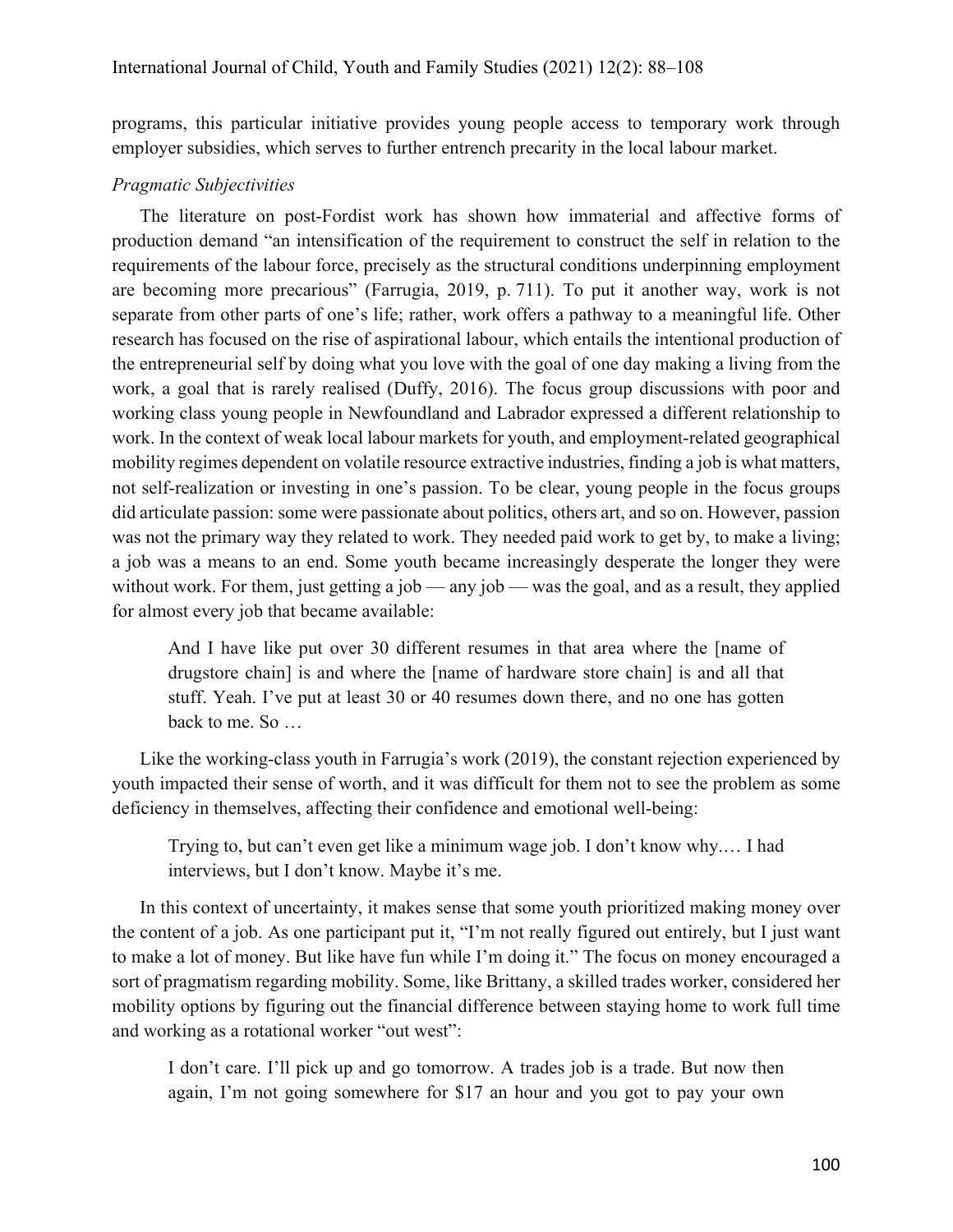programs, this particular initiative provides young people access to temporary work through employer subsidies, which serves to further entrench precarity in the local labour market.

### *Pragmatic Subjectivities*

The literature on post-Fordist work has shown how immaterial and affective forms of production demand "an intensification of the requirement to construct the self in relation to the requirements of the labour force, precisely as the structural conditions underpinning employment are becoming more precarious" (Farrugia, 2019, p. 711). To put it another way, work is not separate from other parts of one's life; rather, work offers a pathway to a meaningful life. Other research has focused on the rise of aspirational labour, which entails the intentional production of the entrepreneurial self by doing what you love with the goal of one day making a living from the work, a goal that is rarely realised (Duffy, 2016). The focus group discussions with poor and working class young people in Newfoundland and Labrador expressed a different relationship to work. In the context of weak local labour markets for youth, and employment-related geographical mobility regimes dependent on volatile resource extractive industries, finding a job is what matters, not self-realization or investing in one's passion. To be clear, young people in the focus groups did articulate passion: some were passionate about politics, others art, and so on. However, passion was not the primary way they related to work. They needed paid work to get by, to make a living; a job was a means to an end. Some youth became increasingly desperate the longer they were without work. For them, just getting a job — any job — was the goal, and as a result, they applied for almost every job that became available:

> And I have like put over 30 different resumes in that area where the [name of drugstore chain] is and where the [name of hardware store chain] is and all that stuff. Yeah. I've put at least 30 or 40 resumes down there, and no one has gotten back to me. So …

Like the working-class youth in Farrugia's work (2019), the constant rejection experienced by youth impacted their sense of worth, and it was difficult for them not to see the problem as some deficiency in themselves, affecting their confidence and emotional well-being:

> Trying to, but can't even get like a minimum wage job. I don't know why.… I had interviews, but I don't know. Maybe it's me.

In this context of uncertainty, it makes sense that some youth prioritized making money over the content of a job. As one participant put it, "I'm not really figured out entirely, but I just want to make a lot of money. But like have fun while I'm doing it." The focus on money encouraged a sort of pragmatism regarding mobility. Some, like Brittany, a skilled trades worker, considered her mobility options by figuring out the financial difference between staying home to work full time and working as a rotational worker "out west":

> I don't care. I'll pick up and go tomorrow. A trades job is a trade. But now then again, I'm not going somewhere for $17 an hour and you got to pay your own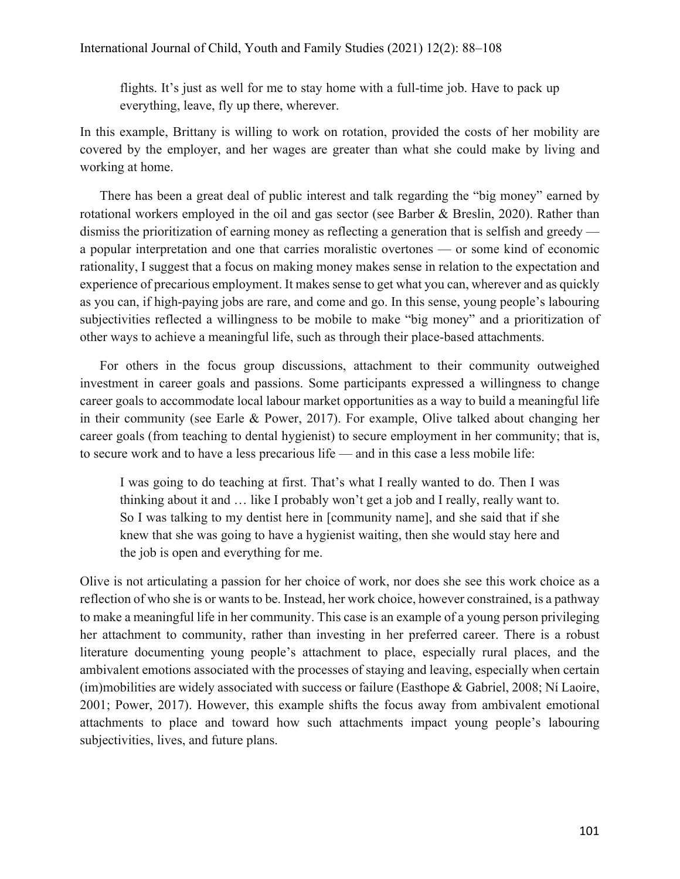> flights. It's just as well for me to stay home with a full-time job. Have to pack up everything, leave, fly up there, wherever.

In this example, Brittany is willing to work on rotation, provided the costs of her mobility are covered by the employer, and her wages are greater than what she could make by living and working at home.

There has been a great deal of public interest and talk regarding the "big money" earned by rotational workers employed in the oil and gas sector (see Barber & Breslin, 2020). Rather than dismiss the prioritization of earning money as reflecting a generation that is selfish and greedy — a popular interpretation and one that carries moralistic overtones — or some kind of economic rationality, I suggest that a focus on making money makes sense in relation to the expectation and experience of precarious employment. It makes sense to get what you can, wherever and as quickly as you can, if high-paying jobs are rare, and come and go. In this sense, young people's labouring subjectivities reflected a willingness to be mobile to make "big money" and a prioritization of other ways to achieve a meaningful life, such as through their place-based attachments.

For others in the focus group discussions, attachment to their community outweighed investment in career goals and passions. Some participants expressed a willingness to change career goals to accommodate local labour market opportunities as a way to build a meaningful life in their community (see Earle & Power, 2017). For example, Olive talked about changing her career goals (from teaching to dental hygienist) to secure employment in her community; that is, to secure work and to have a less precarious life — and in this case a less mobile life:

> I was going to do teaching at first. That's what I really wanted to do. Then I was thinking about it and … like I probably won't get a job and I really, really want to. So I was talking to my dentist here in [community name], and she said that if she knew that she was going to have a hygienist waiting, then she would stay here and the job is open and everything for me.

Olive is not articulating a passion for her choice of work, nor does she see this work choice as a reflection of who she is or wants to be. Instead, her work choice, however constrained, is a pathway to make a meaningful life in her community. This case is an example of a young person privileging her attachment to community, rather than investing in her preferred career. There is a robust literature documenting young people's attachment to place, especially rural places, and the ambivalent emotions associated with the processes of staying and leaving, especially when certain (im)mobilities are widely associated with success or failure (Easthope & Gabriel, 2008; Ní Laoire, 2001; Power, 2017). However, this example shifts the focus away from ambivalent emotional attachments to place and toward how such attachments impact young people's labouring subjectivities, lives, and future plans.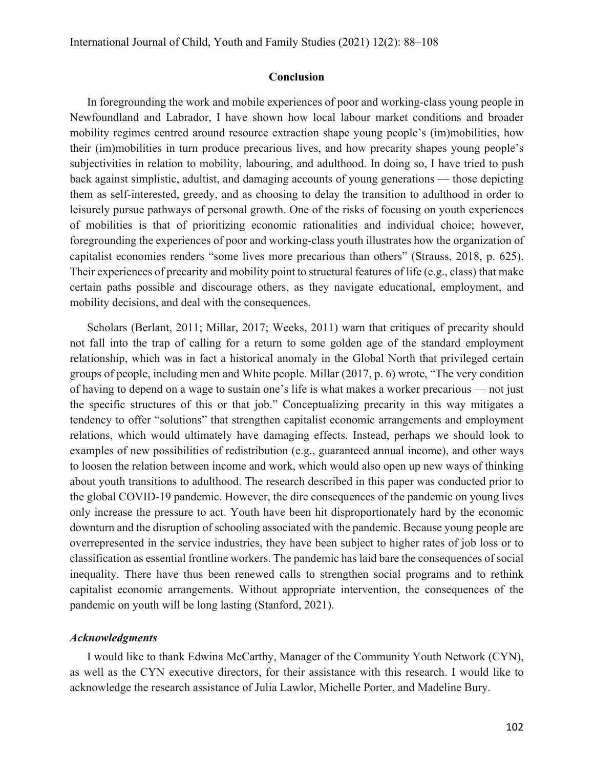## Conclusion

In foregrounding the work and mobile experiences of poor and working-class young people in Newfoundland and Labrador, I have shown how local labour market conditions and broader mobility regimes centred around resource extraction shape young people's (im)mobilities, how their (im)mobilities in turn produce precarious lives, and how precarity shapes young people's subjectivities in relation to mobility, labouring, and adulthood. In doing so, I have tried to push back against simplistic, adultist, and damaging accounts of young generations — those depicting them as self-interested, greedy, and as choosing to delay the transition to adulthood in order to leisurely pursue pathways of personal growth. One of the risks of focusing on youth experiences of mobilities is that of prioritizing economic rationalities and individual choice; however, foregrounding the experiences of poor and working-class youth illustrates how the organization of capitalist economies renders "some lives more precarious than others" (Strauss, 2018, p. 625). Their experiences of precarity and mobility point to structural features of life (e.g., class) that make certain paths possible and discourage others, as they navigate educational, employment, and mobility decisions, and deal with the consequences.

Scholars (Berlant, 2011; Millar, 2017; Weeks, 2011) warn that critiques of precarity should not fall into the trap of calling for a return to some golden age of the standard employment relationship, which was in fact a historical anomaly in the Global North that privileged certain groups of people, including men and White people. Millar (2017, p. 6) wrote, "The very condition of having to depend on a wage to sustain one's life is what makes a worker precarious — not just the specific structures of this or that job." Conceptualizing precarity in this way mitigates a tendency to offer "solutions" that strengthen capitalist economic arrangements and employment relations, which would ultimately have damaging effects. Instead, perhaps we should look to examples of new possibilities of redistribution (e.g., guaranteed annual income), and other ways to loosen the relation between income and work, which would also open up new ways of thinking about youth transitions to adulthood. The research described in this paper was conducted prior to the global COVID-19 pandemic. However, the dire consequences of the pandemic on young lives only increase the pressure to act. Youth have been hit disproportionately hard by the economic downturn and the disruption of schooling associated with the pandemic. Because young people are overrepresented in the service industries, they have been subject to higher rates of job loss or to classification as essential frontline workers. The pandemic has laid bare the consequences of social inequality. There have thus been renewed calls to strengthen social programs and to rethink capitalist economic arrangements. Without appropriate intervention, the consequences of the pandemic on youth will be long lasting (Stanford, 2021).

### *Acknowledgments*

I would like to thank Edwina McCarthy, Manager of the Community Youth Network (CYN), as well as the CYN executive directors, for their assistance with this research. I would like to acknowledge the research assistance of Julia Lawlor, Michelle Porter, and Madeline Bury.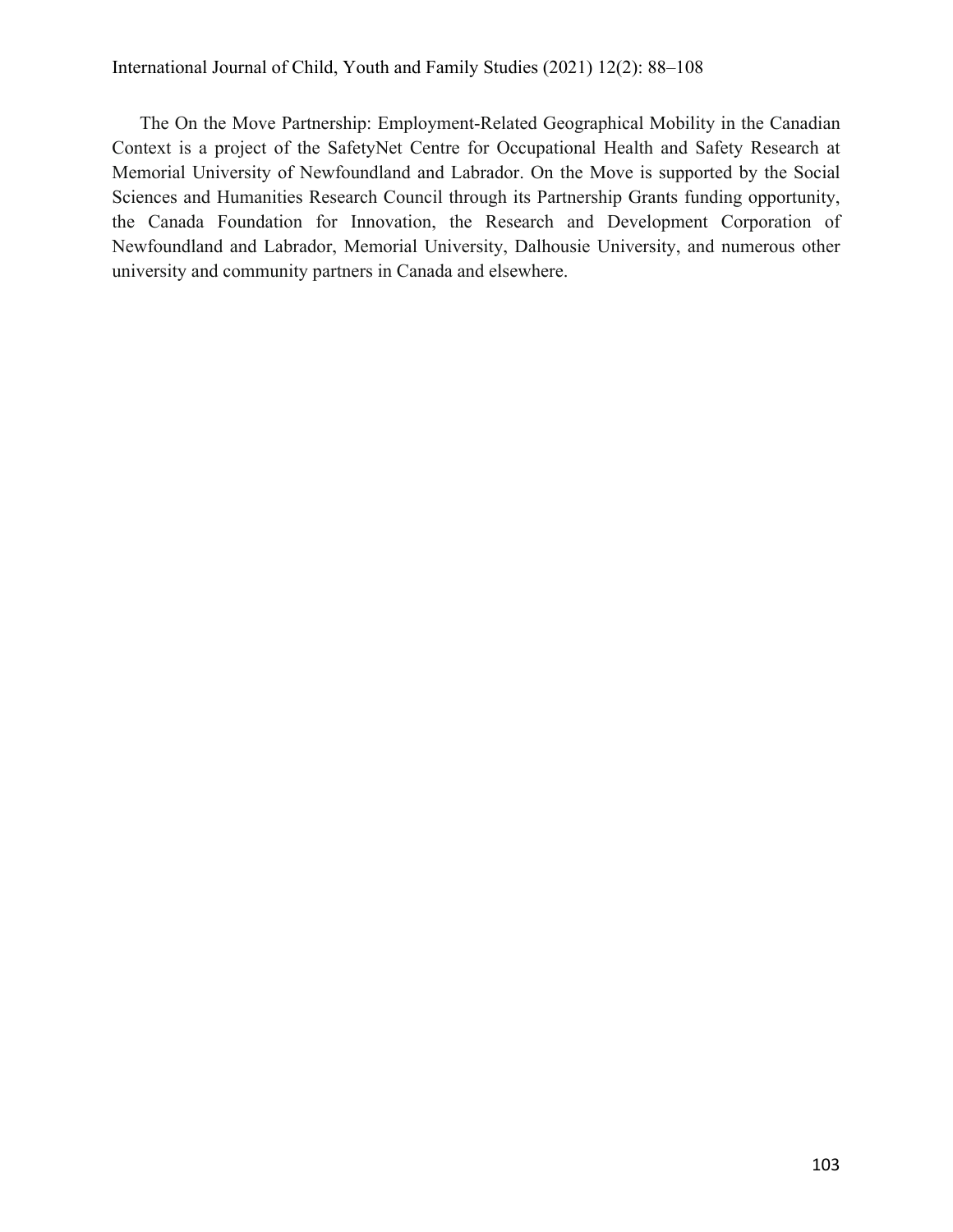The On the Move Partnership: Employment-Related Geographical Mobility in the Canadian Context is a project of the SafetyNet Centre for Occupational Health and Safety Research at Memorial University of Newfoundland and Labrador. On the Move is supported by the Social Sciences and Humanities Research Council through its Partnership Grants funding opportunity, the Canada Foundation for Innovation, the Research and Development Corporation of Newfoundland and Labrador, Memorial University, Dalhousie University, and numerous other university and community partners in Canada and elsewhere.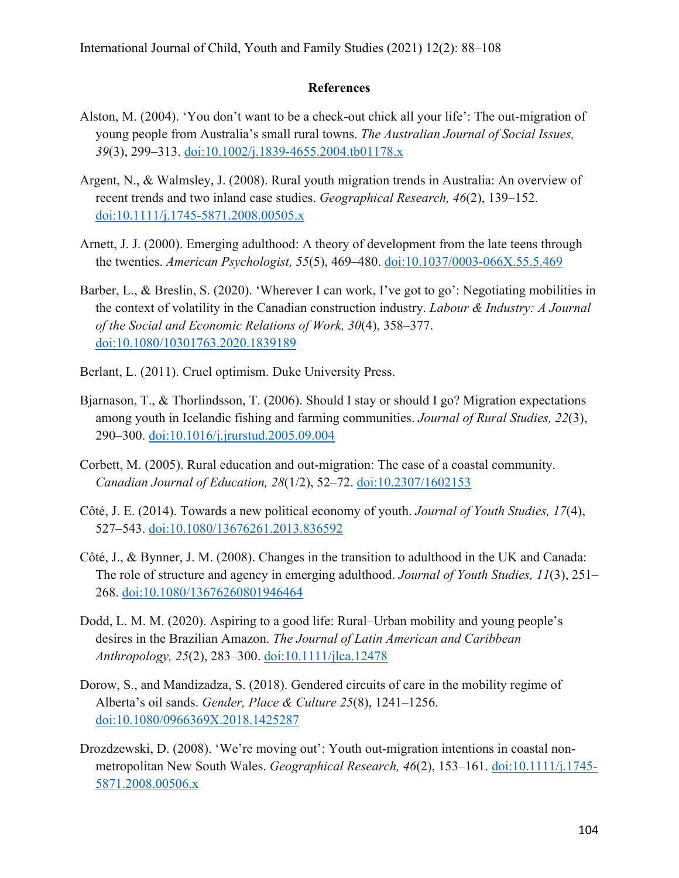## References

Alston, M. (2004). 'You don't want to be a check-out chick all your life': The out-migration of young people from Australia's small rural towns. *The Australian Journal of Social Issues, 39*(3), 299–313. doi:10.1002/j.1839-4655.2004.tb01178.x

Argent, N., & Walmsley, J. (2008). Rural youth migration trends in Australia: An overview of recent trends and two inland case studies. *Geographical Research, 46*(2), 139–152. doi:10.1111/j.1745-5871.2008.00505.x

Arnett, J. J. (2000). Emerging adulthood: A theory of development from the late teens through the twenties. *American Psychologist, 55*(5), 469–480. doi:10.1037/0003-066X.55.5.469

Barber, L., & Breslin, S. (2020). 'Wherever I can work, I've got to go': Negotiating mobilities in the context of volatility in the Canadian construction industry. *Labour & Industry: A Journal of the Social and Economic Relations of Work, 30*(4), 358–377. doi:10.1080/10301763.2020.1839189

Berlant, L. (2011). Cruel optimism. Duke University Press.

Bjarnason, T., & Thorlindsson, T. (2006). Should I stay or should I go? Migration expectations among youth in Icelandic fishing and farming communities. *Journal of Rural Studies, 22*(3), 290–300. doi:10.1016/j.jrurstud.2005.09.004

Corbett, M. (2005). Rural education and out-migration: The case of a coastal community. *Canadian Journal of Education, 28*(1/2), 52–72. doi:10.2307/1602153

Côté, J. E. (2014). Towards a new political economy of youth. *Journal of Youth Studies, 17*(4), 527–543. doi:10.1080/13676261.2013.836592

Côté, J., & Bynner, J. M. (2008). Changes in the transition to adulthood in the UK and Canada: The role of structure and agency in emerging adulthood. *Journal of Youth Studies, 11*(3), 251–268. doi:10.1080/13676260801946464

Dodd, L. M. M. (2020). Aspiring to a good life: Rural–Urban mobility and young people's desires in the Brazilian Amazon. *The Journal of Latin American and Caribbean Anthropology, 25*(2), 283–300. doi:10.1111/jlca.12478

Dorow, S., and Mandizadza, S. (2018). Gendered circuits of care in the mobility regime of Alberta's oil sands. *Gender, Place & Culture 25*(8), 1241–1256. doi:10.1080/0966369X.2018.1425287

Drozdzewski, D. (2008). 'We're moving out': Youth out-migration intentions in coastal non-metropolitan New South Wales. *Geographical Research, 46*(2), 153–161. doi:10.1111/j.1745-5871.2008.00506.x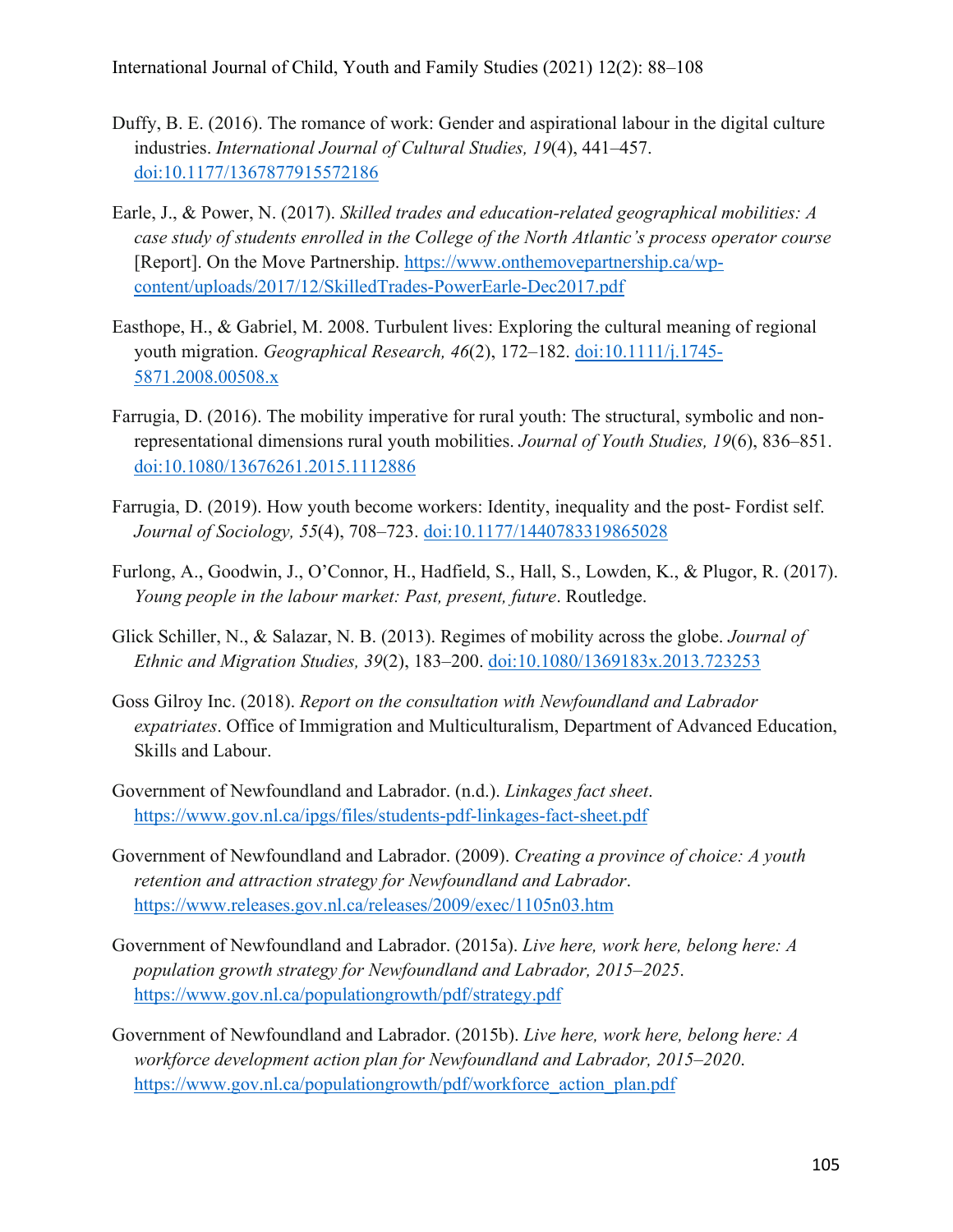Duffy, B. E. (2016). The romance of work: Gender and aspirational labour in the digital culture industries. *International Journal of Cultural Studies, 19*(4), 441–457. doi:10.1177/1367877915572186

Earle, J., & Power, N. (2017). *Skilled trades and education-related geographical mobilities: A case study of students enrolled in the College of the North Atlantic's process operator course* [Report]. On the Move Partnership. https://www.onthemovepartnership.ca/wp-content/uploads/2017/12/SkilledTrades-PowerEarle-Dec2017.pdf

Easthope, H., & Gabriel, M. 2008. Turbulent lives: Exploring the cultural meaning of regional youth migration. *Geographical Research, 46*(2), 172–182. doi:10.1111/j.1745-5871.2008.00508.x

Farrugia, D. (2016). The mobility imperative for rural youth: The structural, symbolic and non-representational dimensions rural youth mobilities. *Journal of Youth Studies, 19*(6), 836–851. doi:10.1080/13676261.2015.1112886

Farrugia, D. (2019). How youth become workers: Identity, inequality and the post- Fordist self. *Journal of Sociology, 55*(4), 708–723. doi:10.1177/1440783319865028

Furlong, A., Goodwin, J., O'Connor, H., Hadfield, S., Hall, S., Lowden, K., & Plugor, R. (2017). *Young people in the labour market: Past, present, future*. Routledge.

Glick Schiller, N., & Salazar, N. B. (2013). Regimes of mobility across the globe. *Journal of Ethnic and Migration Studies, 39*(2), 183–200. doi:10.1080/1369183x.2013.723253

Goss Gilroy Inc. (2018). *Report on the consultation with Newfoundland and Labrador expatriates*. Office of Immigration and Multiculturalism, Department of Advanced Education, Skills and Labour.

Government of Newfoundland and Labrador. (n.d.). *Linkages fact sheet*. https://www.gov.nl.ca/ipgs/files/students-pdf-linkages-fact-sheet.pdf

Government of Newfoundland and Labrador. (2009). *Creating a province of choice: A youth retention and attraction strategy for Newfoundland and Labrador*. https://www.releases.gov.nl.ca/releases/2009/exec/1105n03.htm

Government of Newfoundland and Labrador. (2015a). *Live here, work here, belong here: A population growth strategy for Newfoundland and Labrador, 2015–2025*. https://www.gov.nl.ca/populationgrowth/pdf/strategy.pdf

Government of Newfoundland and Labrador. (2015b). *Live here, work here, belong here: A workforce development action plan for Newfoundland and Labrador, 2015–2020*. https://www.gov.nl.ca/populationgrowth/pdf/workforce_action_plan.pdf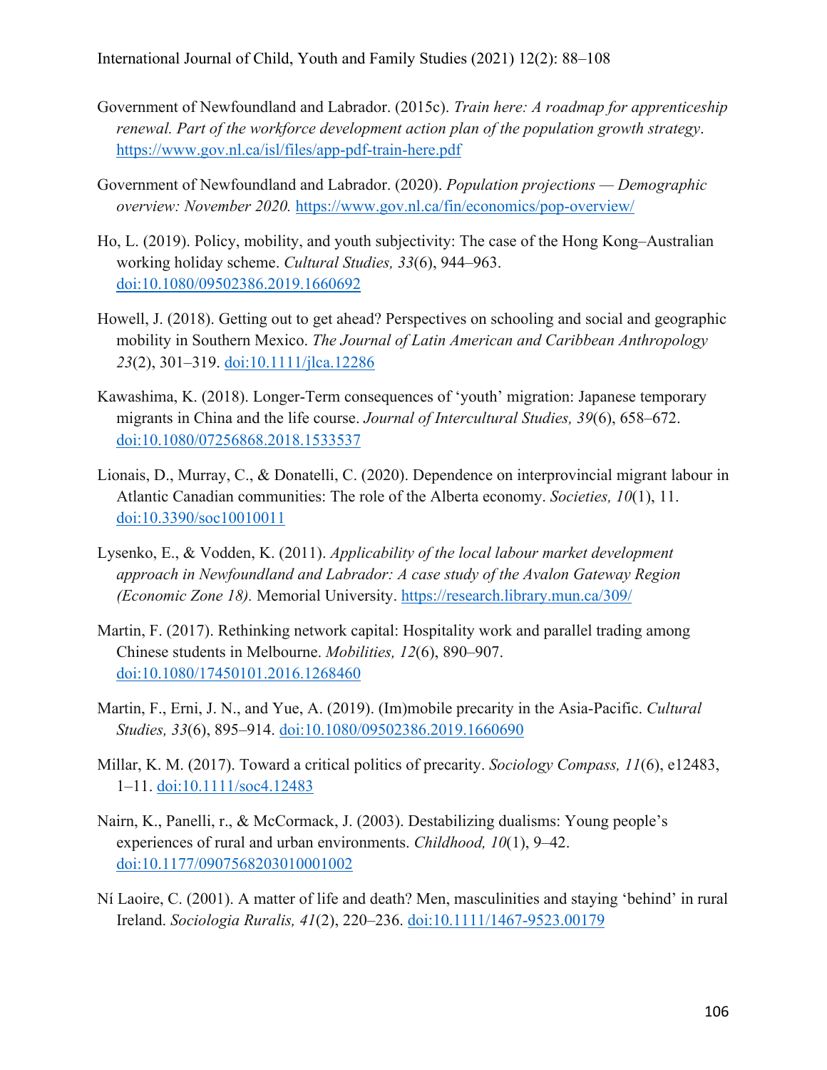Government of Newfoundland and Labrador. (2015c). *Train here: A roadmap for apprenticeship renewal. Part of the workforce development action plan of the population growth strategy*. https://www.gov.nl.ca/isl/files/app-pdf-train-here.pdf

Government of Newfoundland and Labrador. (2020). *Population projections — Demographic overview: November 2020.* https://www.gov.nl.ca/fin/economics/pop-overview/

Ho, L. (2019). Policy, mobility, and youth subjectivity: The case of the Hong Kong–Australian working holiday scheme. *Cultural Studies, 33*(6), 944–963. doi:10.1080/09502386.2019.1660692

Howell, J. (2018). Getting out to get ahead? Perspectives on schooling and social and geographic mobility in Southern Mexico. *The Journal of Latin American and Caribbean Anthropology 23*(2), 301–319. doi:10.1111/jlca.12286

Kawashima, K. (2018). Longer-Term consequences of 'youth' migration: Japanese temporary migrants in China and the life course. *Journal of Intercultural Studies, 39*(6), 658–672. doi:10.1080/07256868.2018.1533537

Lionais, D., Murray, C., & Donatelli, C. (2020). Dependence on interprovincial migrant labour in Atlantic Canadian communities: The role of the Alberta economy. *Societies, 10*(1), 11. doi:10.3390/soc10010011

Lysenko, E., & Vodden, K. (2011). *Applicability of the local labour market development approach in Newfoundland and Labrador: A case study of the Avalon Gateway Region (Economic Zone 18).* Memorial University. https://research.library.mun.ca/309/

Martin, F. (2017). Rethinking network capital: Hospitality work and parallel trading among Chinese students in Melbourne. *Mobilities, 12*(6), 890–907. doi:10.1080/17450101.2016.1268460

Martin, F., Erni, J. N., and Yue, A. (2019). (Im)mobile precarity in the Asia-Pacific. *Cultural Studies, 33*(6), 895–914. doi:10.1080/09502386.2019.1660690

Millar, K. M. (2017). Toward a critical politics of precarity. *Sociology Compass, 11*(6), e12483, 1–11. doi:10.1111/soc4.12483

Nairn, K., Panelli, r., & McCormack, J. (2003). Destabilizing dualisms: Young people's experiences of rural and urban environments. *Childhood, 10*(1), 9–42. doi:10.1177/0907568203010001002

Ní Laoire, C. (2001). A matter of life and death? Men, masculinities and staying 'behind' in rural Ireland. *Sociologia Ruralis, 41*(2), 220–236. doi:10.1111/1467-9523.00179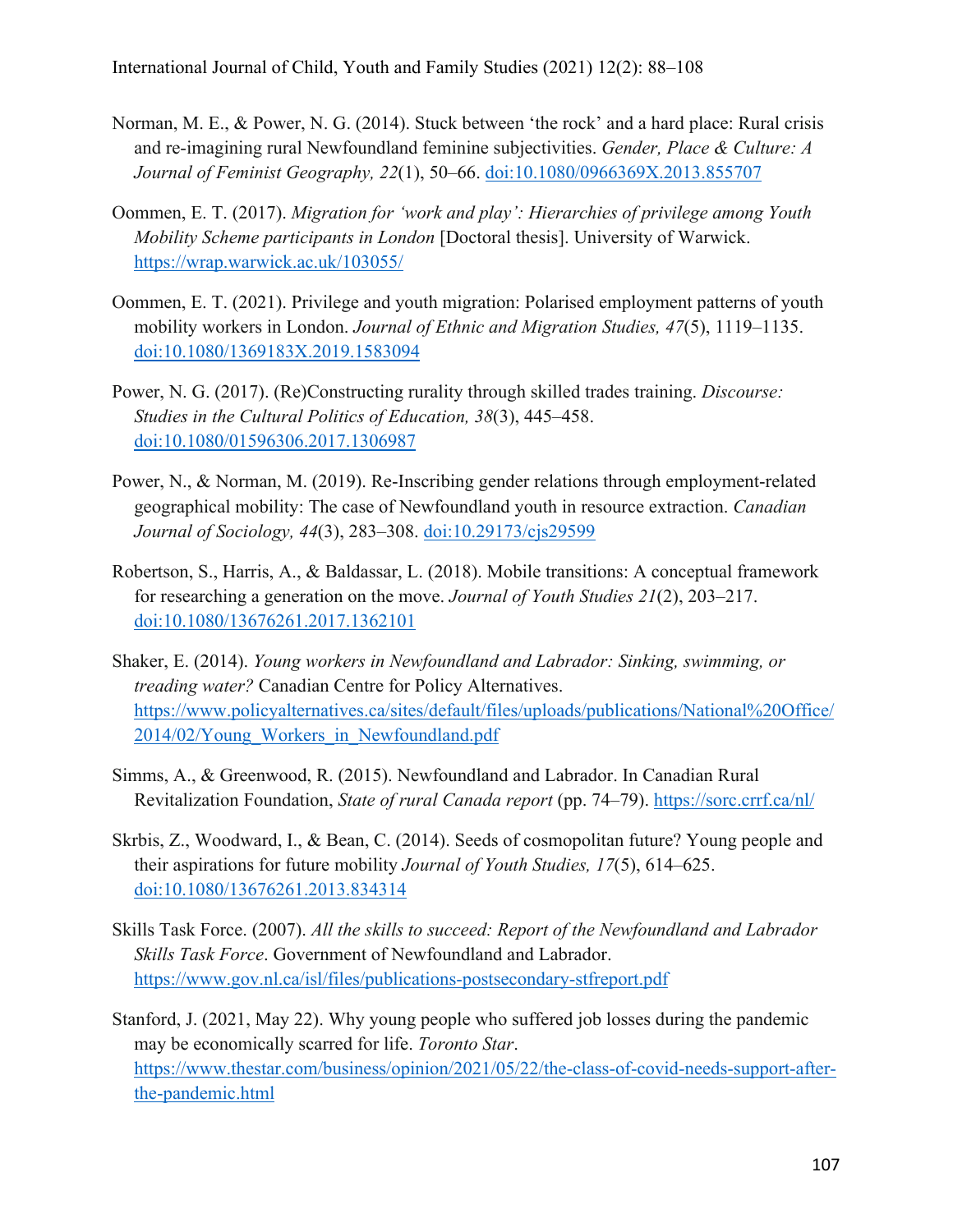Norman, M. E., & Power, N. G. (2014). Stuck between 'the rock' and a hard place: Rural crisis and re-imagining rural Newfoundland feminine subjectivities. *Gender, Place & Culture: A Journal of Feminist Geography, 22*(1), 50–66. doi:10.1080/0966369X.2013.855707

Oommen, E. T. (2017). *Migration for 'work and play': Hierarchies of privilege among Youth Mobility Scheme participants in London* [Doctoral thesis]. University of Warwick. https://wrap.warwick.ac.uk/103055/

Oommen, E. T. (2021). Privilege and youth migration: Polarised employment patterns of youth mobility workers in London. *Journal of Ethnic and Migration Studies, 47*(5), 1119–1135. doi:10.1080/1369183X.2019.1583094

Power, N. G. (2017). (Re)Constructing rurality through skilled trades training. *Discourse: Studies in the Cultural Politics of Education, 38*(3), 445–458. doi:10.1080/01596306.2017.1306987

Power, N., & Norman, M. (2019). Re-Inscribing gender relations through employment-related geographical mobility: The case of Newfoundland youth in resource extraction. *Canadian Journal of Sociology, 44*(3), 283–308. doi:10.29173/cjs29599

Robertson, S., Harris, A., & Baldassar, L. (2018). Mobile transitions: A conceptual framework for researching a generation on the move. *Journal of Youth Studies 21*(2), 203–217. doi:10.1080/13676261.2017.1362101

Shaker, E. (2014). *Young workers in Newfoundland and Labrador: Sinking, swimming, or treading water?* Canadian Centre for Policy Alternatives. https://www.policyalternatives.ca/sites/default/files/uploads/publications/National%20Office/2014/02/Young_Workers_in_Newfoundland.pdf

Simms, A., & Greenwood, R. (2015). Newfoundland and Labrador. In Canadian Rural Revitalization Foundation, *State of rural Canada report* (pp. 74–79). https://sorc.crrf.ca/nl/

Skrbis, Z., Woodward, I., & Bean, C. (2014). Seeds of cosmopolitan future? Young people and their aspirations for future mobility *Journal of Youth Studies, 17*(5), 614–625. doi:10.1080/13676261.2013.834314

Skills Task Force. (2007). *All the skills to succeed: Report of the Newfoundland and Labrador Skills Task Force*. Government of Newfoundland and Labrador. https://www.gov.nl.ca/isl/files/publications-postsecondary-stfreport.pdf

Stanford, J. (2021, May 22). Why young people who suffered job losses during the pandemic may be economically scarred for life. *Toronto Star*. https://www.thestar.com/business/opinion/2021/05/22/the-class-of-covid-needs-support-after-the-pandemic.html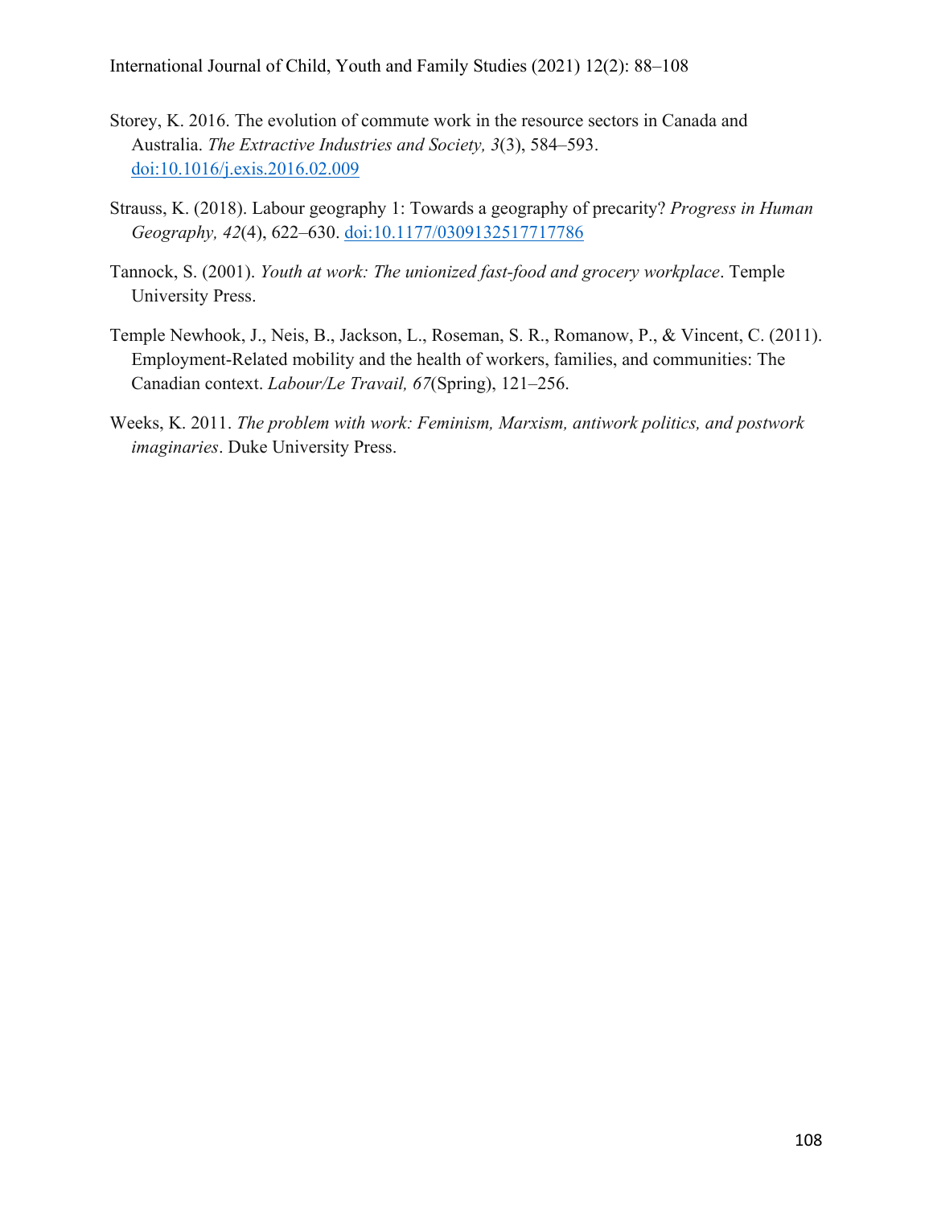Storey, K. 2016. The evolution of commute work in the resource sectors in Canada and Australia. *The Extractive Industries and Society, 3*(3), 584–593. doi:10.1016/j.exis.2016.02.009

Strauss, K. (2018). Labour geography 1: Towards a geography of precarity? *Progress in Human Geography, 42*(4), 622–630. doi:10.1177/0309132517717786

Tannock, S. (2001). *Youth at work: The unionized fast-food and grocery workplace*. Temple University Press.

Temple Newhook, J., Neis, B., Jackson, L., Roseman, S. R., Romanow, P., & Vincent, C. (2011). Employment-Related mobility and the health of workers, families, and communities: The Canadian context. *Labour/Le Travail, 67*(Spring), 121–256.

Weeks, K. 2011. *The problem with work: Feminism, Marxism, antiwork politics, and postwork imaginaries*. Duke University Press.